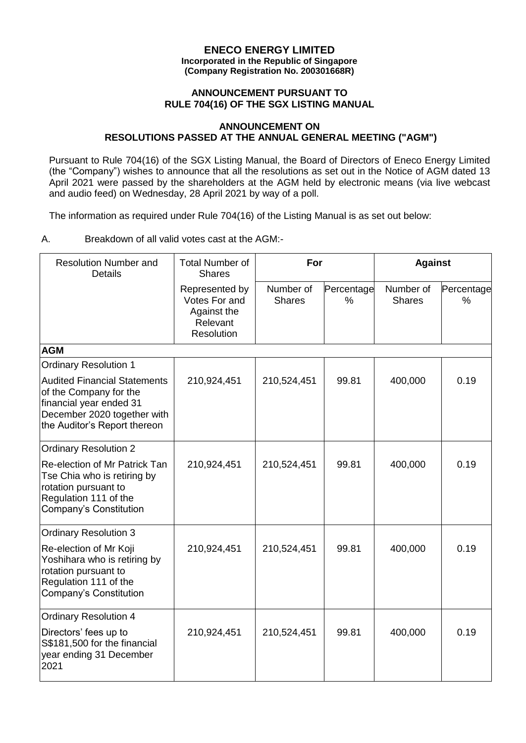**ENECO ENERGY LIMITED**
**Incorporated in the Republic of Singapore**
**(Company Registration No. 200301668R)**

**ANNOUNCEMENT PURSUANT TO RULE 704(16) OF THE SGX LISTING MANUAL**

**ANNOUNCEMENT ON RESOLUTIONS PASSED AT THE ANNUAL GENERAL MEETING ("AGM")**

Pursuant to Rule 704(16) of the SGX Listing Manual, the Board of Directors of Eneco Energy Limited (the "Company") wishes to announce that all the resolutions as set out in the Notice of AGM dated 13 April 2021 were passed by the shareholders at the AGM held by electronic means (via live webcast and audio feed) on Wednesday, 28 April 2021 by way of a poll.

The information as required under Rule 704(16) of the Listing Manual is as set out below:

A. Breakdown of all valid votes cast at the AGM:-

| Resolution Number and Details | Total Number of Shares | **For** | | **Against** | |
|---|---|---|---|---|---|
| | Represented by Votes For and Against the Relevant Resolution | Number of Shares | Percentage % | Number of Shares | Percentage % |
| **AGM** | | | | | |
| Ordinary Resolution 1<br>Audited Financial Statements of the Company for the financial year ended 31 December 2020 together with the Auditor's Report thereon | 210,924,451 | 210,524,451 | 99.81 | 400,000 | 0.19 |
| Ordinary Resolution 2<br>Re-election of Mr Patrick Tan Tse Chia who is retiring by rotation pursuant to Regulation 111 of the Company's Constitution | 210,924,451 | 210,524,451 | 99.81 | 400,000 | 0.19 |
| Ordinary Resolution 3<br>Re-election of Mr Koji Yoshihara who is retiring by rotation pursuant to Regulation 111 of the Company's Constitution | 210,924,451 | 210,524,451 | 99.81 | 400,000 | 0.19 |
| Ordinary Resolution 4<br>Directors' fees up to S$181,500 for the financial year ending 31 December 2021 | 210,924,451 | 210,524,451 | 99.81 | 400,000 | 0.19 |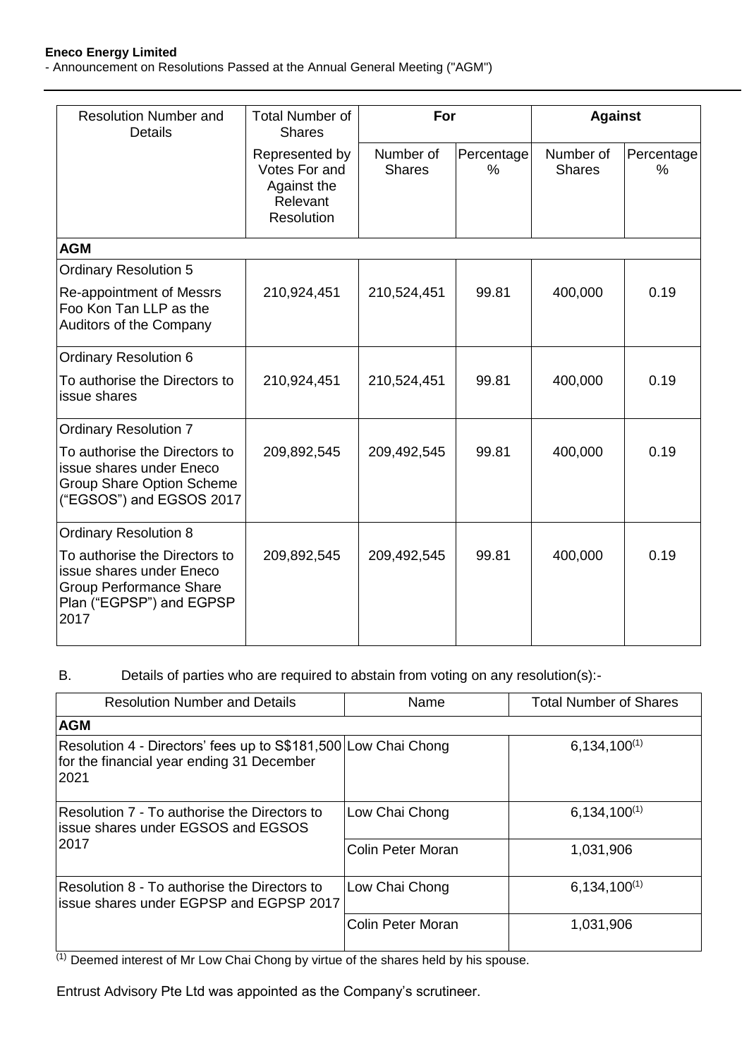| Resolution Number and Details | Total Number of Shares | For | | Against | |
|---|---|---|---|---|---|
| | Represented by Votes For and Against the Relevant Resolution | Number of Shares | Percentage % | Number of Shares | Percentage % |
| **AGM** | | | | | |
| Ordinary Resolution 5<br>Re-appointment of Messrs Foo Kon Tan LLP as the Auditors of the Company | 210,924,451 | 210,524,451 | 99.81 | 400,000 | 0.19 |
| Ordinary Resolution 6<br>To authorise the Directors to issue shares | 210,924,451 | 210,524,451 | 99.81 | 400,000 | 0.19 |
| Ordinary Resolution 7<br>To authorise the Directors to issue shares under Eneco Group Share Option Scheme ("EGSOS") and EGSOS 2017 | 209,892,545 | 209,492,545 | 99.81 | 400,000 | 0.19 |
| Ordinary Resolution 8<br>To authorise the Directors to issue shares under Eneco Group Performance Share Plan ("EGPSP") and EGPSP 2017 | 209,892,545 | 209,492,545 | 99.81 | 400,000 | 0.19 |

B. Details of parties who are required to abstain from voting on any resolution(s):-

| Resolution Number and Details | Name | Total Number of Shares |
|---|---|---|
| **AGM** | | |
| Resolution 4 - Directors' fees up to S$181,500 for the financial year ending 31 December 2021 | Low Chai Chong | 6,134,100[(1)] |
| Resolution 7 - To authorise the Directors to issue shares under EGSOS and EGSOS 2017 | Low Chai Chong | 6,134,100[(1)] |
| | Colin Peter Moran | 1,031,906 |
| Resolution 8 - To authorise the Directors to issue shares under EGPSP and EGPSP 2017 | Low Chai Chong | 6,134,100[(1)] |
| | Colin Peter Moran | 1,031,906 |

[(1)] Deemed interest of Mr Low Chai Chong by virtue of the shares held by his spouse.

Entrust Advisory Pte Ltd was appointed as the Company's scrutineer.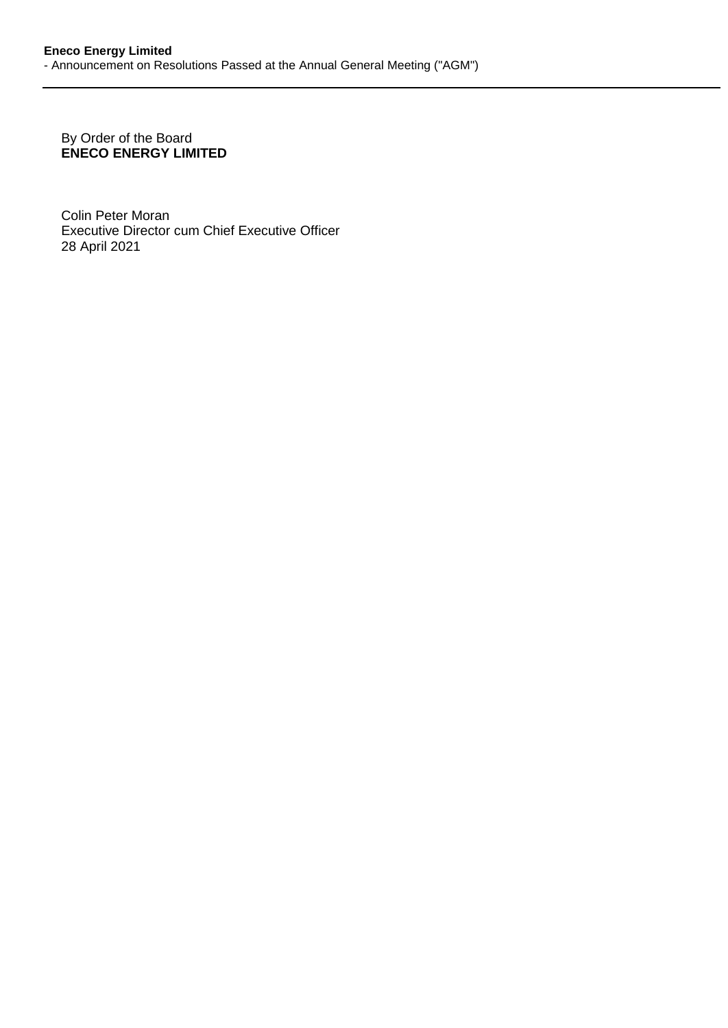By Order of the Board
**ENECO ENERGY LIMITED**

Colin Peter Moran
Executive Director cum Chief Executive Officer
28 April 2021